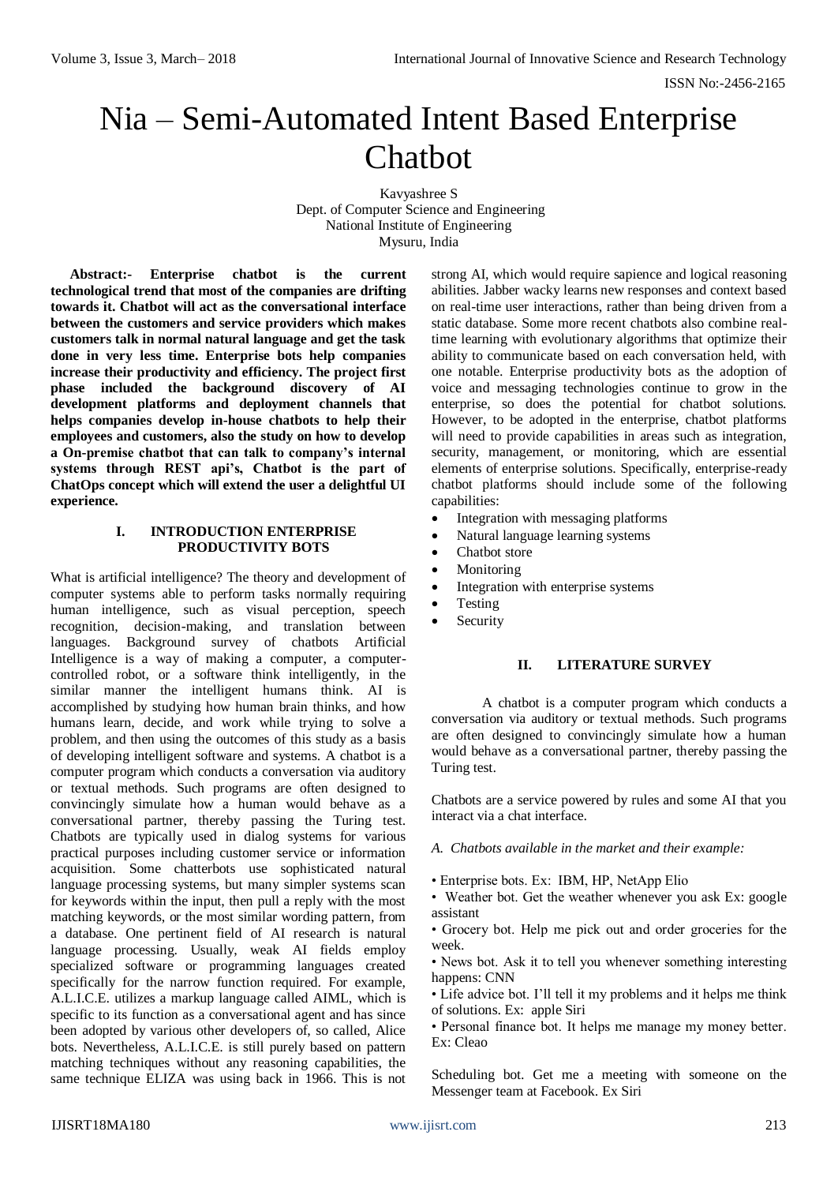# Nia – Semi-Automated Intent Based Enterprise Chatbot

Kavyashree S
Dept. of Computer Science and Engineering
National Institute of Engineering
Mysuru, India

**Abstract:- Enterprise chatbot is the current technological trend that most of the companies are drifting towards it. Chatbot will act as the conversational interface between the customers and service providers which makes customers talk in normal natural language and get the task done in very less time. Enterprise bots help companies increase their productivity and efficiency. The project first phase included the background discovery of AI development platforms and deployment channels that helps companies develop in-house chatbots to help their employees and customers, also the study on how to develop a On-premise chatbot that can talk to company's internal systems through REST api's, Chatbot is the part of ChatOps concept which will extend the user a delightful UI experience.**

## I. INTRODUCTION ENTERPRISE PRODUCTIVITY BOTS

What is artificial intelligence? The theory and development of computer systems able to perform tasks normally requiring human intelligence, such as visual perception, speech recognition, decision-making, and translation between languages. Background survey of chatbots Artificial Intelligence is a way of making a computer, a computer-controlled robot, or a software think intelligently, in the similar manner the intelligent humans think. AI is accomplished by studying how human brain thinks, and how humans learn, decide, and work while trying to solve a problem, and then using the outcomes of this study as a basis of developing intelligent software and systems. A chatbot is a computer program which conducts a conversation via auditory or textual methods. Such programs are often designed to convincingly simulate how a human would behave as a conversational partner, thereby passing the Turing test. Chatbots are typically used in dialog systems for various practical purposes including customer service or information acquisition. Some chatterbots use sophisticated natural language processing systems, but many simpler systems scan for keywords within the input, then pull a reply with the most matching keywords, or the most similar wording pattern, from a database. One pertinent field of AI research is natural language processing. Usually, weak AI fields employ specialized software or programming languages created specifically for the narrow function required. For example, A.L.I.C.E. utilizes a markup language called AIML, which is specific to its function as a conversational agent and has since been adopted by various other developers of, so called, Alice bots. Nevertheless, A.L.I.C.E. is still purely based on pattern matching techniques without any reasoning capabilities, the same technique ELIZA was using back in 1966. This is not strong AI, which would require sapience and logical reasoning abilities. Jabber wacky learns new responses and context based on real-time user interactions, rather than being driven from a static database. Some more recent chatbots also combine real-time learning with evolutionary algorithms that optimize their ability to communicate based on each conversation held, with one notable. Enterprise productivity bots as the adoption of voice and messaging technologies continue to grow in the enterprise, so does the potential for chatbot solutions. However, to be adopted in the enterprise, chatbot platforms will need to provide capabilities in areas such as integration, security, management, or monitoring, which are essential elements of enterprise solutions. Specifically, enterprise-ready chatbot platforms should include some of the following capabilities:

- Integration with messaging platforms
- Natural language learning systems
- Chatbot store
- Monitoring
- Integration with enterprise systems
- Testing
- Security

## II. LITERATURE SURVEY

A chatbot is a computer program which conducts a conversation via auditory or textual methods. Such programs are often designed to convincingly simulate how a human would behave as a conversational partner, thereby passing the Turing test.

Chatbots are a service powered by rules and some AI that you interact via a chat interface.

*A. Chatbots available in the market and their example:*

- Enterprise bots. Ex: IBM, HP, NetApp Elio
- Weather bot. Get the weather whenever you ask Ex: google assistant
- Grocery bot. Help me pick out and order groceries for the week.
- News bot. Ask it to tell you whenever something interesting happens: CNN
- Life advice bot. I'll tell it my problems and it helps me think of solutions. Ex: apple Siri
- Personal finance bot. It helps me manage my money better. Ex: Cleao

Scheduling bot. Get me a meeting with someone on the Messenger team at Facebook. Ex Siri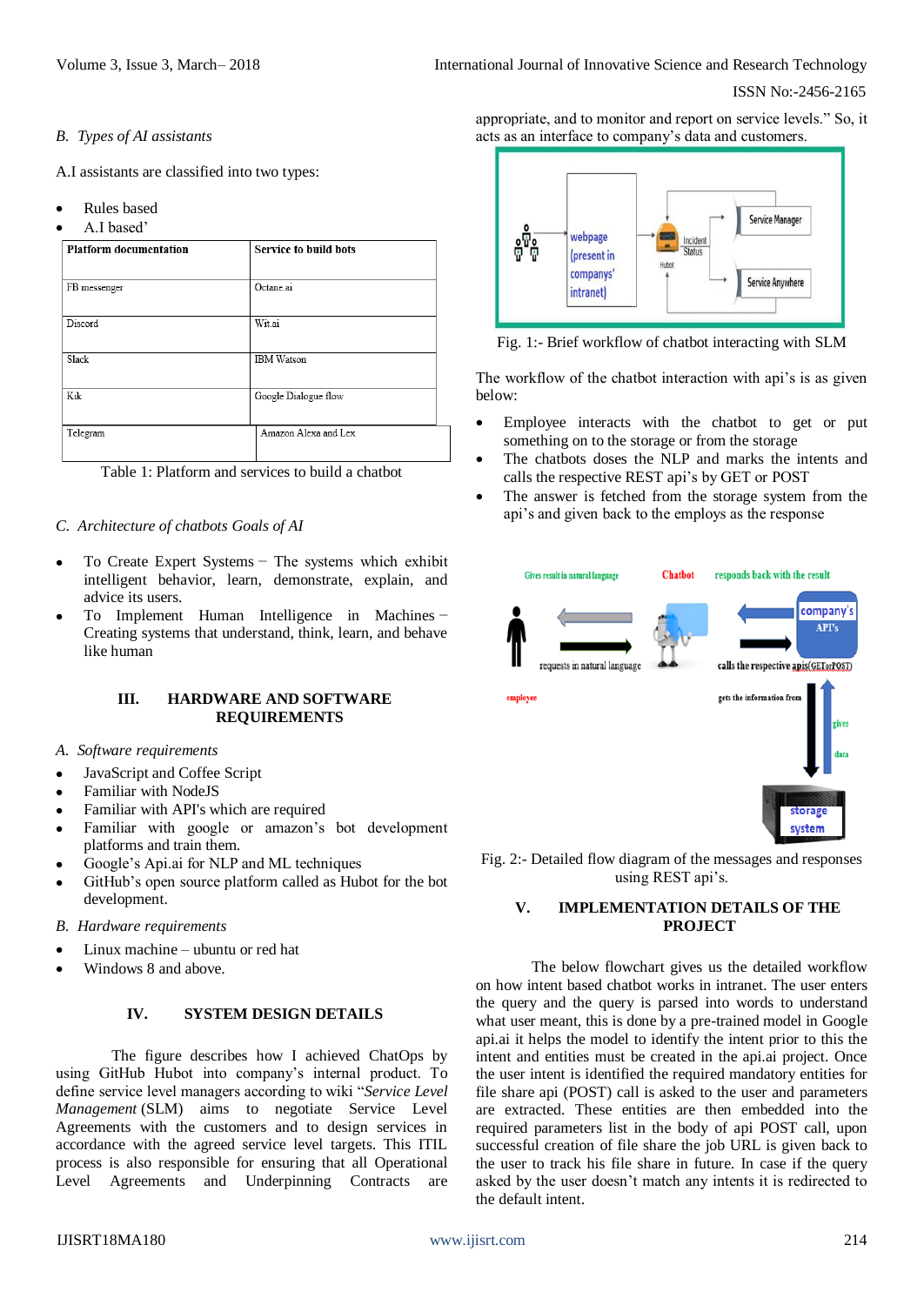### B. Types of AI assistants

A.I assistants are classified into two types:

- Rules based
- A.I based'

| Platform documentation | Service to build bots |
|---|---|
| FB messenger | Octane.ai |
| Discord | Wit.ai |
| Slack | IBM Watson |
| Kik | Google Dialogue flow |
| Telegram | Amazon Alexa and Lex |

Table 1: Platform and services to build a chatbot

### C. Architecture of chatbots Goals of AI

- To Create Expert Systems − The systems which exhibit intelligent behavior, learn, demonstrate, explain, and advice its users.
- To Implement Human Intelligence in Machines − Creating systems that understand, think, learn, and behave like human

## III. HARDWARE AND SOFTWARE REQUIREMENTS

### A. Software requirements

- JavaScript and Coffee Script
- Familiar with NodeJS
- Familiar with API's which are required
- Familiar with google or amazon's bot development platforms and train them.
- Google's Api.ai for NLP and ML techniques
- GitHub's open source platform called as Hubot for the bot development.

### B. Hardware requirements

- Linux machine – ubuntu or red hat
- Windows 8 and above.

## IV. SYSTEM DESIGN DETAILS

The figure describes how I achieved ChatOps by using GitHub Hubot into company's internal product. To define service level managers according to wiki "*Service Level Management* (SLM) aims to negotiate Service Level Agreements with the customers and to design services in accordance with the agreed service level targets. This ITIL process is also responsible for ensuring that all Operational Level Agreements and Underpinning Contracts are appropriate, and to monitor and report on service levels." So, it acts as an interface to company's data and customers.

Fig. 1:- Brief workflow of chatbot interacting with SLM

The workflow of the chatbot interaction with api's is as given below:

- Employee interacts with the chatbot to get or put something on to the storage or from the storage
- The chatbots doses the NLP and marks the intents and calls the respective REST api's by GET or POST
- The answer is fetched from the storage system from the api's and given back to the employs as the response

Fig. 2:- Detailed flow diagram of the messages and responses using REST api's.

## V. IMPLEMENTATION DETAILS OF THE PROJECT

The below flowchart gives us the detailed workflow on how intent based chatbot works in intranet. The user enters the query and the query is parsed into words to understand what user meant, this is done by a pre-trained model in Google api.ai it helps the model to identify the intent prior to this the intent and entities must be created in the api.ai project. Once the user intent is identified the required mandatory entities for file share api (POST) call is asked to the user and parameters are extracted. These entities are then embedded into the required parameters list in the body of api POST call, upon successful creation of file share the job URL is given back to the user to track his file share in future. In case if the query asked by the user doesn't match any intents it is redirected to the default intent.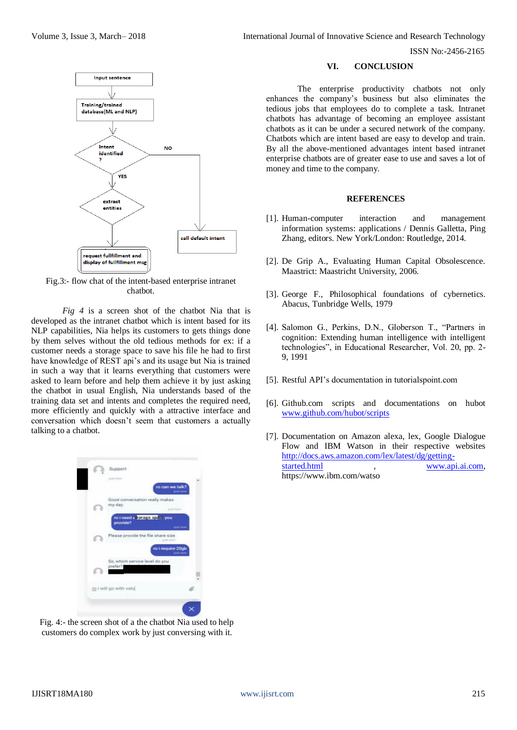Input sentence

Training/trained database(ML and NLP)

Intent identified ?

NO

YES

extract entities

call default intent

request fullfillment and display of fullfillment msg

Fig.3:- flow chat of the intent-based enterprise intranet chatbot.

*Fig 4* is a screen shot of the chatbot Nia that is developed as the intranet chatbot which is intent based for its NLP capabilities, Nia helps its customers to gets things done by them selves without the old tedious methods for ex: if a customer needs a storage space to save his file he had to first have knowledge of REST api's and its usage but Nia is trained in such a way that it learns everything that customers were asked to learn before and help them achieve it by just asking the chatbot in usual English, Nia understands based of the training data set and intents and completes the required need, more efficiently and quickly with a attractive interface and conversation which doesn't seem that customers a actually talking to a chatbot.

Fig. 4:- the screen shot of a the chatbot Nia used to help customers do complex work by just conversing with it.

## VI. CONCLUSION

The enterprise productivity chatbots not only enhances the company's business but also eliminates the tedious jobs that employees do to complete a task. Intranet chatbots has advantage of becoming an employee assistant chatbots as it can be under a secured network of the company. Chatbots which are intent based are easy to develop and train. By all the above-mentioned advantages intent based intranet enterprise chatbots are of greater ease to use and saves a lot of money and time to the company.

## REFERENCES

[1]. Human-computer interaction and management information systems: applications / Dennis Galletta, Ping Zhang, editors. New York/London: Routledge, 2014.

[2]. De Grip A., Evaluating Human Capital Obsolescence. Maastrict: Maastricht University, 2006.

[3]. George F., Philosophical foundations of cybernetics. Abacus, Tunbridge Wells, 1979

[4]. Salomon G., Perkins, D.N., Globerson T., "Partners in cognition: Extending human intelligence with intelligent technologies", in Educational Researcher, Vol. 20, pp. 2-9, 1991

[5]. Restful API's documentation in tutorialspoint.com

[6]. Github.com scripts and documentations on hubot www.github.com/hubot/scripts

[7]. Documentation on Amazon alexa, lex, Google Dialogue Flow and IBM Watson in their respective websites http://docs.aws.amazon.com/lex/latest/dg/getting-started.html , www.api.ai.com, https://www.ibm.com/watso